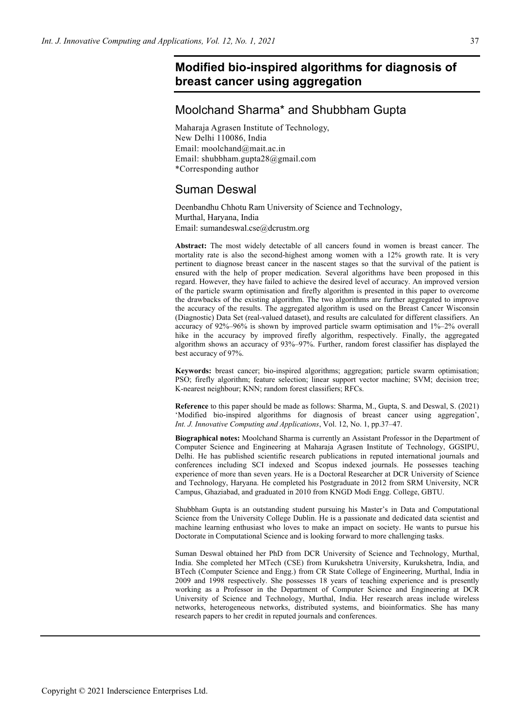# Modified bio-inspired algorithms for diagnosis of breast cancer using aggregation

## Moolchand Sharma* and Shubbham Gupta

Maharaja Agrasen Institute of Technology,
New Delhi 110086, India
Email: moolchand@mait.ac.in
Email: shubbham.gupta28@gmail.com
*Corresponding author

## Suman Deswal

Deenbandhu Chhotu Ram University of Science and Technology,
Murthal, Haryana, India
Email: sumandeswal.cse@dcrustm.org

**Abstract:** The most widely detectable of all cancers found in women is breast cancer. The mortality rate is also the second-highest among women with a 12% growth rate. It is very pertinent to diagnose breast cancer in the nascent stages so that the survival of the patient is ensured with the help of proper medication. Several algorithms have been proposed in this regard. However, they have failed to achieve the desired level of accuracy. An improved version of the particle swarm optimisation and firefly algorithm is presented in this paper to overcome the drawbacks of the existing algorithm. The two algorithms are further aggregated to improve the accuracy of the results. The aggregated algorithm is used on the Breast Cancer Wisconsin (Diagnostic) Data Set (real-valued dataset), and results are calculated for different classifiers. An accuracy of 92%–96% is shown by improved particle swarm optimisation and 1%–2% overall hike in the accuracy by improved firefly algorithm, respectively. Finally, the aggregated algorithm shows an accuracy of 93%–97%. Further, random forest classifier has displayed the best accuracy of 97%.

**Keywords:** breast cancer; bio-inspired algorithms; aggregation; particle swarm optimisation; PSO; firefly algorithm; feature selection; linear support vector machine; SVM; decision tree; K-nearest neighbour; KNN; random forest classifiers; RFCs.

**Reference** to this paper should be made as follows: Sharma, M., Gupta, S. and Deswal, S. (2021) 'Modified bio-inspired algorithms for diagnosis of breast cancer using aggregation', *Int. J. Innovative Computing and Applications*, Vol. 12, No. 1, pp.37–47.

**Biographical notes:** Moolchand Sharma is currently an Assistant Professor in the Department of Computer Science and Engineering at Maharaja Agrasen Institute of Technology, GGSIPU, Delhi. He has published scientific research publications in reputed international journals and conferences including SCI indexed and Scopus indexed journals. He possesses teaching experience of more than seven years. He is a Doctoral Researcher at DCR University of Science and Technology, Haryana. He completed his Postgraduate in 2012 from SRM University, NCR Campus, Ghaziabad, and graduated in 2010 from KNGD Modi Engg. College, GBTU.

Shubbham Gupta is an outstanding student pursuing his Master's in Data and Computational Science from the University College Dublin. He is a passionate and dedicated data scientist and machine learning enthusiast who loves to make an impact on society. He wants to pursue his Doctorate in Computational Science and is looking forward to more challenging tasks.

Suman Deswal obtained her PhD from DCR University of Science and Technology, Murthal, India. She completed her MTech (CSE) from Kurukshetra University, Kurukshetra, India, and BTech (Computer Science and Engg.) from CR State College of Engineering, Murthal, India in 2009 and 1998 respectively. She possesses 18 years of teaching experience and is presently working as a Professor in the Department of Computer Science and Engineering at DCR University of Science and Technology, Murthal, India. Her research areas include wireless networks, heterogeneous networks, distributed systems, and bioinformatics. She has many research papers to her credit in reputed journals and conferences.

Copyright © 2021 Inderscience Enterprises Ltd.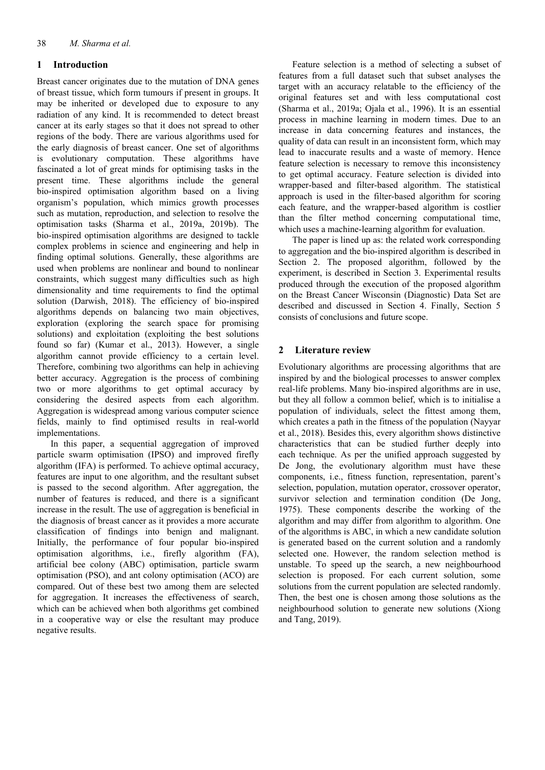## 1 Introduction

Breast cancer originates due to the mutation of DNA genes of breast tissue, which form tumours if present in groups. It may be inherited or developed due to exposure to any radiation of any kind. It is recommended to detect breast cancer at its early stages so that it does not spread to other regions of the body. There are various algorithms used for the early diagnosis of breast cancer. One set of algorithms is evolutionary computation. These algorithms have fascinated a lot of great minds for optimising tasks in the present time. These algorithms include the general bio-inspired optimisation algorithm based on a living organism's population, which mimics growth processes such as mutation, reproduction, and selection to resolve the optimisation tasks (Sharma et al., 2019a, 2019b). The bio-inspired optimisation algorithms are designed to tackle complex problems in science and engineering and help in finding optimal solutions. Generally, these algorithms are used when problems are nonlinear and bound to nonlinear constraints, which suggest many difficulties such as high dimensionality and time requirements to find the optimal solution (Darwish, 2018). The efficiency of bio-inspired algorithms depends on balancing two main objectives, exploration (exploring the search space for promising solutions) and exploitation (exploiting the best solutions found so far) (Kumar et al., 2013). However, a single algorithm cannot provide efficiency to a certain level. Therefore, combining two algorithms can help in achieving better accuracy. Aggregation is the process of combining two or more algorithms to get optimal accuracy by considering the desired aspects from each algorithm. Aggregation is widespread among various computer science fields, mainly to find optimised results in real-world implementations.

In this paper, a sequential aggregation of improved particle swarm optimisation (IPSO) and improved firefly algorithm (IFA) is performed. To achieve optimal accuracy, features are input to one algorithm, and the resultant subset is passed to the second algorithm. After aggregation, the number of features is reduced, and there is a significant increase in the result. The use of aggregation is beneficial in the diagnosis of breast cancer as it provides a more accurate classification of findings into benign and malignant. Initially, the performance of four popular bio-inspired optimisation algorithms, i.e., firefly algorithm (FA), artificial bee colony (ABC) optimisation, particle swarm optimisation (PSO), and ant colony optimisation (ACO) are compared. Out of these best two among them are selected for aggregation. It increases the effectiveness of search, which can be achieved when both algorithms get combined in a cooperative way or else the resultant may produce negative results.

Feature selection is a method of selecting a subset of features from a full dataset such that subset analyses the target with an accuracy relatable to the efficiency of the original features set and with less computational cost (Sharma et al., 2019a; Ojala et al., 1996). It is an essential process in machine learning in modern times. Due to an increase in data concerning features and instances, the quality of data can result in an inconsistent form, which may lead to inaccurate results and a waste of memory. Hence feature selection is necessary to remove this inconsistency to get optimal accuracy. Feature selection is divided into wrapper-based and filter-based algorithm. The statistical approach is used in the filter-based algorithm for scoring each feature, and the wrapper-based algorithm is costlier than the filter method concerning computational time, which uses a machine-learning algorithm for evaluation.

The paper is lined up as: the related work corresponding to aggregation and the bio-inspired algorithm is described in Section 2. The proposed algorithm, followed by the experiment, is described in Section 3. Experimental results produced through the execution of the proposed algorithm on the Breast Cancer Wisconsin (Diagnostic) Data Set are described and discussed in Section 4. Finally, Section 5 consists of conclusions and future scope.

## 2 Literature review

Evolutionary algorithms are processing algorithms that are inspired by and the biological processes to answer complex real-life problems. Many bio-inspired algorithms are in use, but they all follow a common belief, which is to initialise a population of individuals, select the fittest among them, which creates a path in the fitness of the population (Nayyar et al., 2018). Besides this, every algorithm shows distinctive characteristics that can be studied further deeply into each technique. As per the unified approach suggested by De Jong, the evolutionary algorithm must have these components, i.e., fitness function, representation, parent's selection, population, mutation operator, crossover operator, survivor selection and termination condition (De Jong, 1975). These components describe the working of the algorithm and may differ from algorithm to algorithm. One of the algorithms is ABC, in which a new candidate solution is generated based on the current solution and a randomly selected one. However, the random selection method is unstable. To speed up the search, a new neighbourhood selection is proposed. For each current solution, some solutions from the current population are selected randomly. Then, the best one is chosen among those solutions as the neighbourhood solution to generate new solutions (Xiong and Tang, 2019).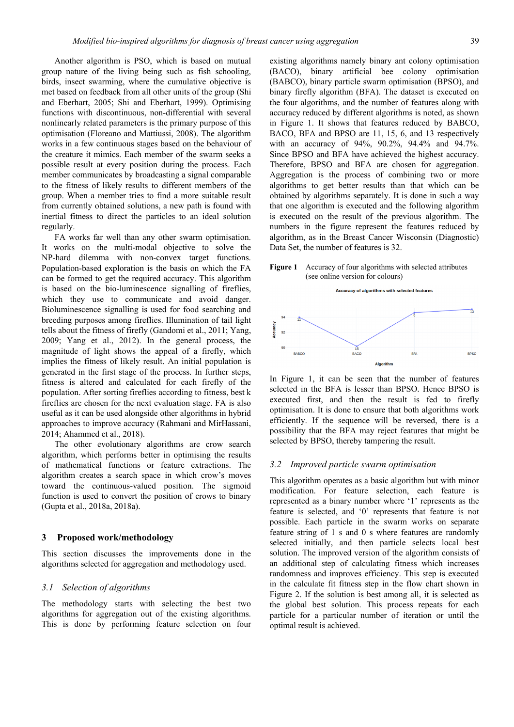Another algorithm is PSO, which is based on mutual group nature of the living being such as fish schooling, birds, insect swarming, where the cumulative objective is met based on feedback from all other units of the group (Shi and Eberhart, 2005; Shi and Eberhart, 1999). Optimising functions with discontinuous, non-differential with several nonlinearly related parameters is the primary purpose of this optimisation (Floreano and Mattiussi, 2008). The algorithm works in a few continuous stages based on the behaviour of the creature it mimics. Each member of the swarm seeks a possible result at every position during the process. Each member communicates by broadcasting a signal comparable to the fitness of likely results to different members of the group. When a member tries to find a more suitable result from currently obtained solutions, a new path is found with inertial fitness to direct the particles to an ideal solution regularly.

FA works far well than any other swarm optimisation. It works on the multi-modal objective to solve the NP-hard dilemma with non-convex target functions. Population-based exploration is the basis on which the FA can be formed to get the required accuracy. This algorithm is based on the bio-luminescence signalling of fireflies, which they use to communicate and avoid danger. Bioluminescence signalling is used for food searching and breeding purposes among fireflies. Illumination of tail light tells about the fitness of firefly (Gandomi et al., 2011; Yang, 2009; Yang et al., 2012). In the general process, the magnitude of light shows the appeal of a firefly, which implies the fitness of likely result. An initial population is generated in the first stage of the process. In further steps, fitness is altered and calculated for each firefly of the population. After sorting fireflies according to fitness, best k fireflies are chosen for the next evaluation stage. FA is also useful as it can be used alongside other algorithms in hybrid approaches to improve accuracy (Rahmani and MirHassani, 2014; Ahammed et al., 2018).

The other evolutionary algorithms are crow search algorithm, which performs better in optimising the results of mathematical functions or feature extractions. The algorithm creates a search space in which crow's moves toward the continuous-valued position. The sigmoid function is used to convert the position of crows to binary (Gupta et al., 2018a, 2018a).

## 3 Proposed work/methodology

This section discusses the improvements done in the algorithms selected for aggregation and methodology used.

### 3.1 Selection of algorithms

The methodology starts with selecting the best two algorithms for aggregation out of the existing algorithms. This is done by performing feature selection on four existing algorithms namely binary ant colony optimisation (BACO), binary artificial bee colony optimisation (BABCO), binary particle swarm optimisation (BPSO), and binary firefly algorithm (BFA). The dataset is executed on the four algorithms, and the number of features along with accuracy reduced by different algorithms is noted, as shown in Figure 1. It shows that features reduced by BABCO, BACO, BFA and BPSO are 11, 15, 6, and 13 respectively with an accuracy of 94%, 90.2%, 94.4% and 94.7%. Since BPSO and BFA have achieved the highest accuracy. Therefore, BPSO and BFA are chosen for aggregation. Aggregation is the process of combining two or more algorithms to get better results than that which can be obtained by algorithms separately. It is done in such a way that one algorithm is executed and the following algorithm is executed on the result of the previous algorithm. The numbers in the figure represent the features reduced by algorithm, as in the Breast Cancer Wisconsin (Diagnostic) Data Set, the number of features is 32.

**Figure 1** Accuracy of four algorithms with selected attributes (see online version for colours)

In Figure 1, it can be seen that the number of features selected in the BFA is lesser than BPSO. Hence BPSO is executed first, and then the result is fed to firefly optimisation. It is done to ensure that both algorithms work efficiently. If the sequence will be reversed, there is a possibility that the BFA may reject features that might be selected by BPSO, thereby tampering the result.

### 3.2 Improved particle swarm optimisation

This algorithm operates as a basic algorithm but with minor modification. For feature selection, each feature is represented as a binary number where '1' represents as the feature is selected, and '0' represents that feature is not possible. Each particle in the swarm works on separate feature string of 1 s and 0 s where features are randomly selected initially, and then particle selects local best solution. The improved version of the algorithm consists of an additional step of calculating fitness which increases randomness and improves efficiency. This step is executed in the calculate fit fitness step in the flow chart shown in Figure 2. If the solution is best among all, it is selected as the global best solution. This process repeats for each particle for a particular number of iteration or until the optimal result is achieved.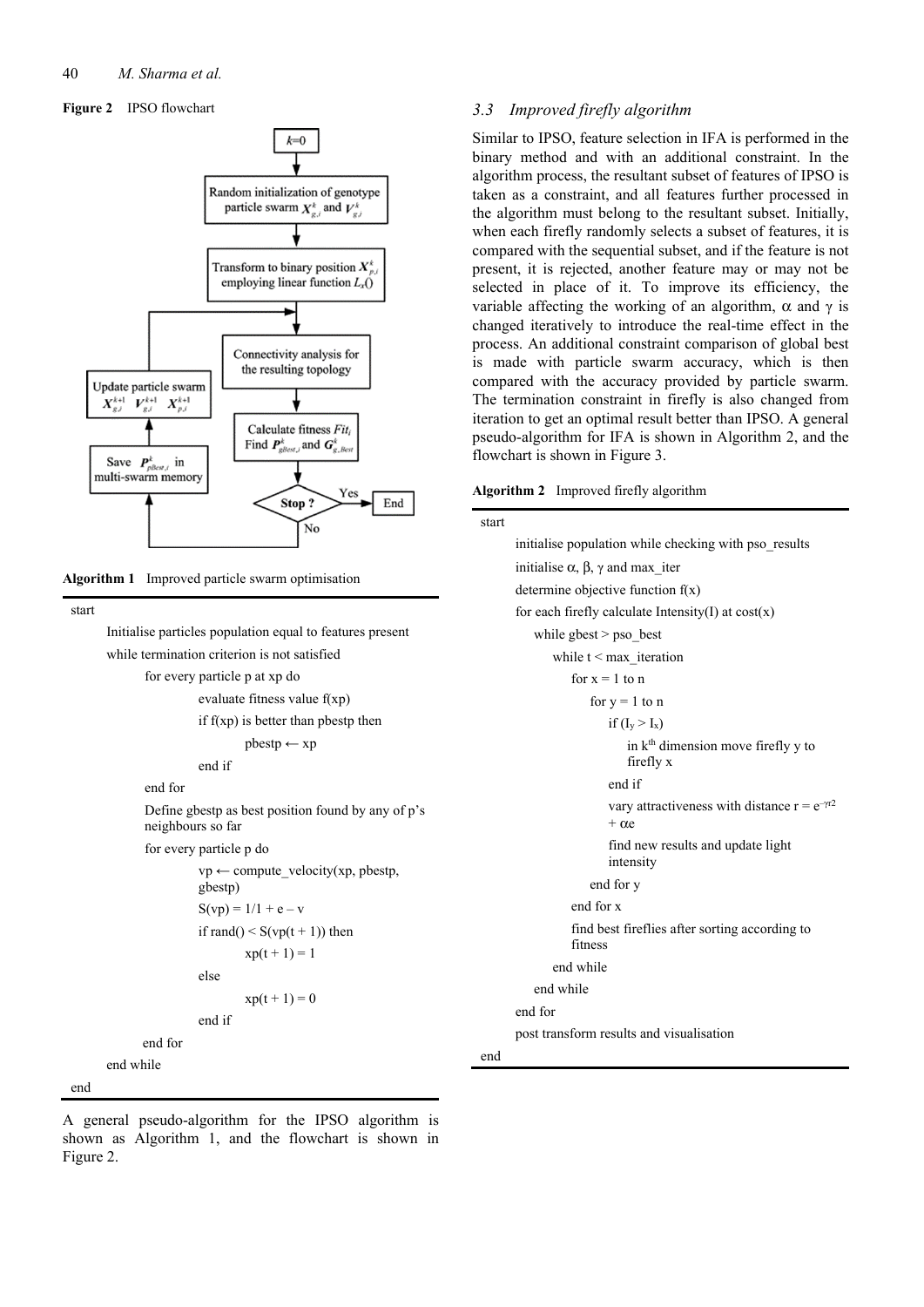**Figure 2** IPSO flowchart

**Algorithm 1** Improved particle swarm optimisation

```
start
    Initialise particles population equal to features present
    while termination criterion is not satisfied
        for every particle p at xp do
            evaluate fitness value f(xp)
            if f(xp) is better than pbestp then
                pbestp ← xp
            end if
        end for
        Define gbestp as best position found by any of p's
        neighbours so far
        for every particle p do
            vp ← compute_velocity(xp, pbestp,
            gbestp)
            S(vp) = 1/1 + e – v
            if rand() < S(vp(t + 1)) then
                xp(t + 1) = 1
            else
                xp(t + 1) = 0
            end if
        end for
    end while
end
```

A general pseudo-algorithm for the IPSO algorithm is shown as Algorithm 1, and the flowchart is shown in Figure 2.

### 3.3 *Improved firefly algorithm*

Similar to IPSO, feature selection in IFA is performed in the binary method and with an additional constraint. In the algorithm process, the resultant subset of features of IPSO is taken as a constraint, and all features further processed in the algorithm must belong to the resultant subset. Initially, when each firefly randomly selects a subset of features, it is compared with the sequential subset, and if the feature is not present, it is rejected, another feature may or may not be selected in place of it. To improve its efficiency, the variable affecting the working of an algorithm, $\alpha$ and $\gamma$ is changed iteratively to introduce the real-time effect in the process. An additional constraint comparison of global best is made with particle swarm accuracy, which is then compared with the accuracy provided by particle swarm. The termination constraint in firefly is also changed from iteration to get an optimal result better than IPSO. A general pseudo-algorithm for IFA is shown in Algorithm 2, and the flowchart is shown in Figure 3.

**Algorithm 2** Improved firefly algorithm

```
start
    initialise population while checking with pso_results
    initialise α, β, γ and max_iter
    determine objective function f(x)
    for each firefly calculate Intensity(I) at cost(x)
        while gbest > pso_best
            while t < max_iteration
                for x = 1 to n
                    for y = 1 to n
                        if (I_y > I_x)
                            in k^th dimension move firefly y to
                            firefly x
                        end if
                        vary attractiveness with distance r = e^(–γr2)
                        + αe
                        find new results and update light
                        intensity
                    end for y
                end for x
                find best fireflies after sorting according to
                fitness
            end while
        end while
    end for
    post transform results and visualisation
end
```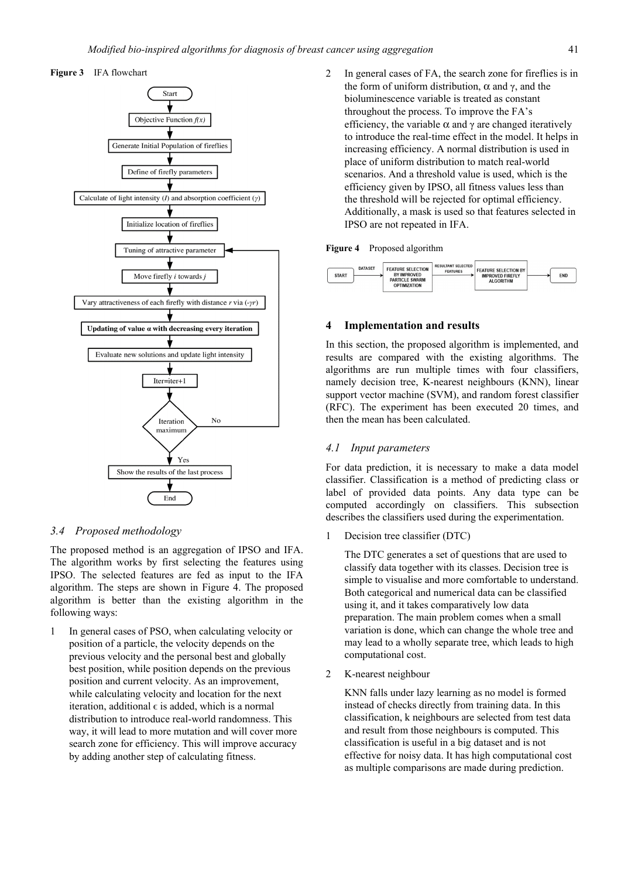**Figure 3** IFA flowchart

**Figure 4** Proposed algorithm

### 3.4 Proposed methodology

The proposed method is an aggregation of IPSO and IFA. The algorithm works by first selecting the features using IPSO. The selected features are fed as input to the IFA algorithm. The steps are shown in Figure 4. The proposed algorithm is better than the existing algorithm in the following ways:

1. In general cases of PSO, when calculating velocity or position of a particle, the velocity depends on the previous velocity and the personal best and globally best position, while position depends on the previous position and current velocity. As an improvement, while calculating velocity and location for the next iteration, additional $\epsilon$ is added, which is a normal distribution to introduce real-world randomness. This way, it will lead to more mutation and will cover more search zone for efficiency. This will improve accuracy by adding another step of calculating fitness.

2. In general cases of FA, the search zone for fireflies is in the form of uniform distribution, $\alpha$ and $\gamma$, and the bioluminescence variable is treated as constant throughout the process. To improve the FA's efficiency, the variable $\alpha$ and $\gamma$ are changed iteratively to introduce the real-time effect in the model. It helps in increasing efficiency. A normal distribution is used in place of uniform distribution to match real-world scenarios. And a threshold value is used, which is the efficiency given by IPSO, all fitness values less than the threshold will be rejected for optimal efficiency. Additionally, a mask is used so that features selected in IPSO are not repeated in IFA.

## 4 Implementation and results

In this section, the proposed algorithm is implemented, and results are compared with the existing algorithms. The algorithms are run multiple times with four classifiers, namely decision tree, K-nearest neighbours (KNN), linear support vector machine (SVM), and random forest classifier (RFC). The experiment has been executed 20 times, and then the mean has been calculated.

### 4.1 Input parameters

For data prediction, it is necessary to make a data model classifier. Classification is a method of predicting class or label of provided data points. Any data type can be computed accordingly on classifiers. This subsection describes the classifiers used during the experimentation.

1. Decision tree classifier (DTC)

   The DTC generates a set of questions that are used to classify data together with its classes. Decision tree is simple to visualise and more comfortable to understand. Both categorical and numerical data can be classified using it, and it takes comparatively low data preparation. The main problem comes when a small variation is done, which can change the whole tree and may lead to a wholly separate tree, which leads to high computational cost.

2. K-nearest neighbour

   KNN falls under lazy learning as no model is formed instead of checks directly from training data. In this classification, k neighbours are selected from test data and result from those neighbours is computed. This classification is useful in a big dataset and is not effective for noisy data. It has high computational cost as multiple comparisons are made during prediction.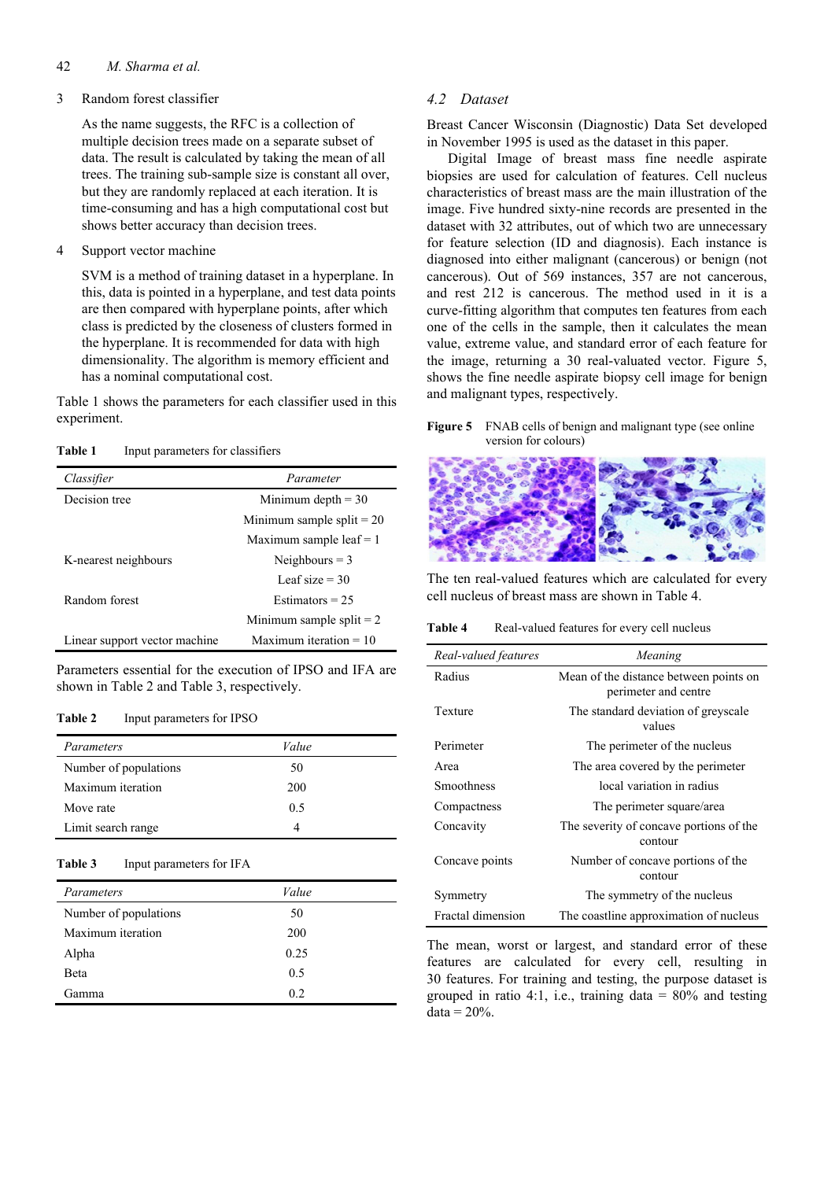3 Random forest classifier

   As the name suggests, the RFC is a collection of multiple decision trees made on a separate subset of data. The result is calculated by taking the mean of all trees. The training sub-sample size is constant all over, but they are randomly replaced at each iteration. It is time-consuming and has a high computational cost but shows better accuracy than decision trees.

4 Support vector machine

   SVM is a method of training dataset in a hyperplane. In this, data is pointed in a hyperplane, and test data points are then compared with hyperplane points, after which class is predicted by the closeness of clusters formed in the hyperplane. It is recommended for data with high dimensionality. The algorithm is memory efficient and has a nominal computational cost.

Table 1 shows the parameters for each classifier used in this experiment.

**Table 1** Input parameters for classifiers

| *Classifier* | *Parameter* |
|---|---|
| Decision tree | Minimum depth = 30 |
| | Minimum sample split = 20 |
| | Maximum sample leaf = 1 |
| K-nearest neighbours | Neighbours = 3 |
| | Leaf size = 30 |
| Random forest | Estimators = 25 |
| | Minimum sample split = 2 |
| Linear support vector machine | Maximum iteration = 10 |

Parameters essential for the execution of IPSO and IFA are shown in Table 2 and Table 3, respectively.

**Table 2** Input parameters for IPSO

| *Parameters* | *Value* |
|---|---|
| Number of populations | 50 |
| Maximum iteration | 200 |
| Move rate | 0.5 |
| Limit search range | 4 |

**Table 3** Input parameters for IFA

| *Parameters* | *Value* |
|---|---|
| Number of populations | 50 |
| Maximum iteration | 200 |
| Alpha | 0.25 |
| Beta | 0.5 |
| Gamma | 0.2 |

## *4.2 Dataset*

Breast Cancer Wisconsin (Diagnostic) Data Set developed in November 1995 is used as the dataset in this paper.

Digital Image of breast mass fine needle aspirate biopsies are used for calculation of features. Cell nucleus characteristics of breast mass are the main illustration of the image. Five hundred sixty-nine records are presented in the dataset with 32 attributes, out of which two are unnecessary for feature selection (ID and diagnosis). Each instance is diagnosed into either malignant (cancerous) or benign (not cancerous). Out of 569 instances, 357 are not cancerous, and rest 212 is cancerous. The method used in it is a curve-fitting algorithm that computes ten features from each one of the cells in the sample, then it calculates the mean value, extreme value, and standard error of each feature for the image, returning a 30 real-valuated vector. Figure 5, shows the fine needle aspirate biopsy cell image for benign and malignant types, respectively.

**Figure 5** FNAB cells of benign and malignant type (see online version for colours)

The ten real-valued features which are calculated for every cell nucleus of breast mass are shown in Table 4.

**Table 4** Real-valued features for every cell nucleus

| *Real-valued features* | *Meaning* |
|---|---|
| Radius | Mean of the distance between points on perimeter and centre |
| Texture | The standard deviation of greyscale values |
| Perimeter | The perimeter of the nucleus |
| Area | The area covered by the perimeter |
| Smoothness | local variation in radius |
| Compactness | The perimeter square/area |
| Concavity | The severity of concave portions of the contour |
| Concave points | Number of concave portions of the contour |
| Symmetry | The symmetry of the nucleus |
| Fractal dimension | The coastline approximation of nucleus |

The mean, worst or largest, and standard error of these features are calculated for every cell, resulting in 30 features. For training and testing, the purpose dataset is grouped in ratio 4:1, i.e., training data = 80% and testing data = 20%.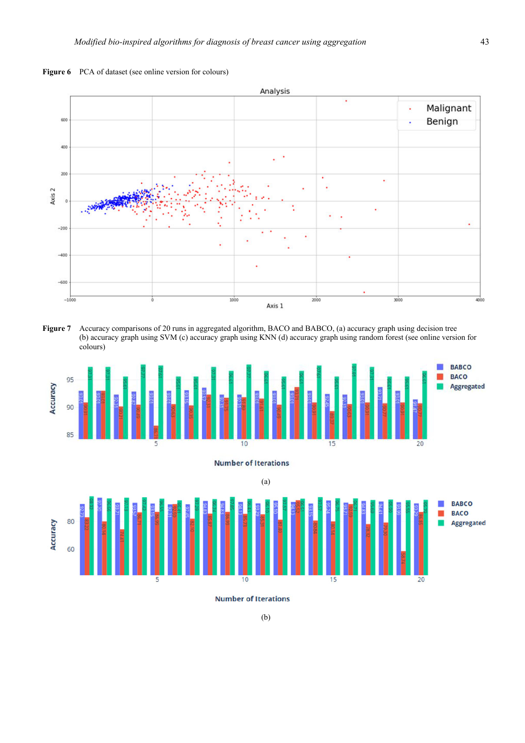**Figure 6** PCA of dataset (see online version for colours)

**Figure 7** Accuracy comparisons of 20 runs in aggregated algorithm, BACO and BABCO, (a) accuracy graph using decision tree (b) accuracy graph using SVM (c) accuracy graph using KNN (d) accuracy graph using random forest (see online version for colours)

(a)

(b)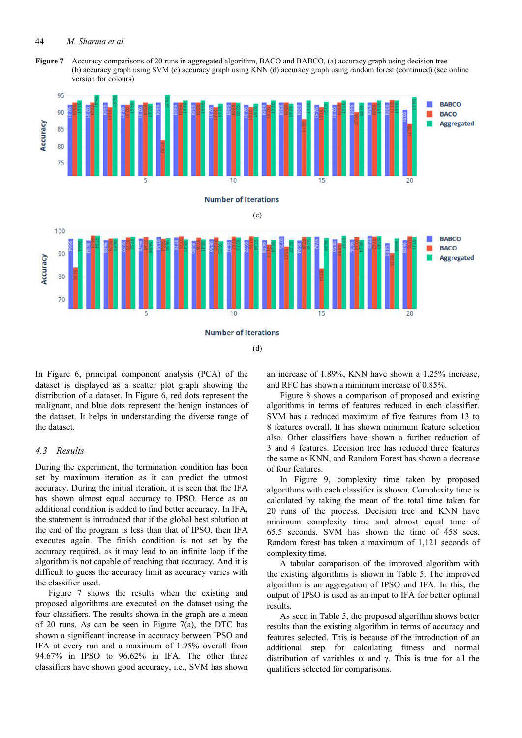**Figure 7** Accuracy comparisons of 20 runs in aggregated algorithm, BACO and BABCO, (a) accuracy graph using decision tree (b) accuracy graph using SVM (c) accuracy graph using KNN (d) accuracy graph using random forest (continued) (see online version for colours)

(c)

(d)

In Figure 6, principal component analysis (PCA) of the dataset is displayed as a scatter plot graph showing the distribution of a dataset. In Figure 6, red dots represent the malignant, and blue dots represent the benign instances of the dataset. It helps in understanding the diverse range of the dataset.

### 4.3 Results

During the experiment, the termination condition has been set by maximum iteration as it can predict the utmost accuracy. During the initial iteration, it is seen that the IFA has shown almost equal accuracy to IPSO. Hence as an additional condition is added to find better accuracy. In IFA, the statement is introduced that if the global best solution at the end of the program is less than that of IPSO, then IFA executes again. The finish condition is not set by the accuracy required, as it may lead to an infinite loop if the algorithm is not capable of reaching that accuracy. And it is difficult to guess the accuracy limit as accuracy varies with the classifier used.

Figure 7 shows the results when the existing and proposed algorithms are executed on the dataset using the four classifiers. The results shown in the graph are a mean of 20 runs. As can be seen in Figure 7(a), the DTC has shown a significant increase in accuracy between IPSO and IFA at every run and a maximum of 1.95% overall from 94.67% in IPSO to 96.62% in IFA. The other three classifiers have shown good accuracy, i.e., SVM has shown an increase of 1.89%, KNN have shown a 1.25% increase, and RFC has shown a minimum increase of 0.85%.

Figure 8 shows a comparison of proposed and existing algorithms in terms of features reduced in each classifier. SVM has a reduced maximum of five features from 13 to 8 features overall. It has shown minimum feature selection also. Other classifiers have shown a further reduction of 3 and 4 features. Decision tree has reduced three features the same as KNN, and Random Forest has shown a decrease of four features.

In Figure 9, complexity time taken by proposed algorithms with each classifier is shown. Complexity time is calculated by taking the mean of the total time taken for 20 runs of the process. Decision tree and KNN have minimum complexity time and almost equal time of 65.5 seconds. SVM has shown the time of 458 secs. Random forest has taken a maximum of 1,121 seconds of complexity time.

A tabular comparison of the improved algorithm with the existing algorithms is shown in Table 5. The improved algorithm is an aggregation of IPSO and IFA. In this, the output of IPSO is used as an input to IFA for better optimal results.

As seen in Table 5, the proposed algorithm shows better results than the existing algorithm in terms of accuracy and features selected. This is because of the introduction of an additional step for calculating fitness and normal distribution of variables $\alpha$ and $\gamma$. This is true for all the qualifiers selected for comparisons.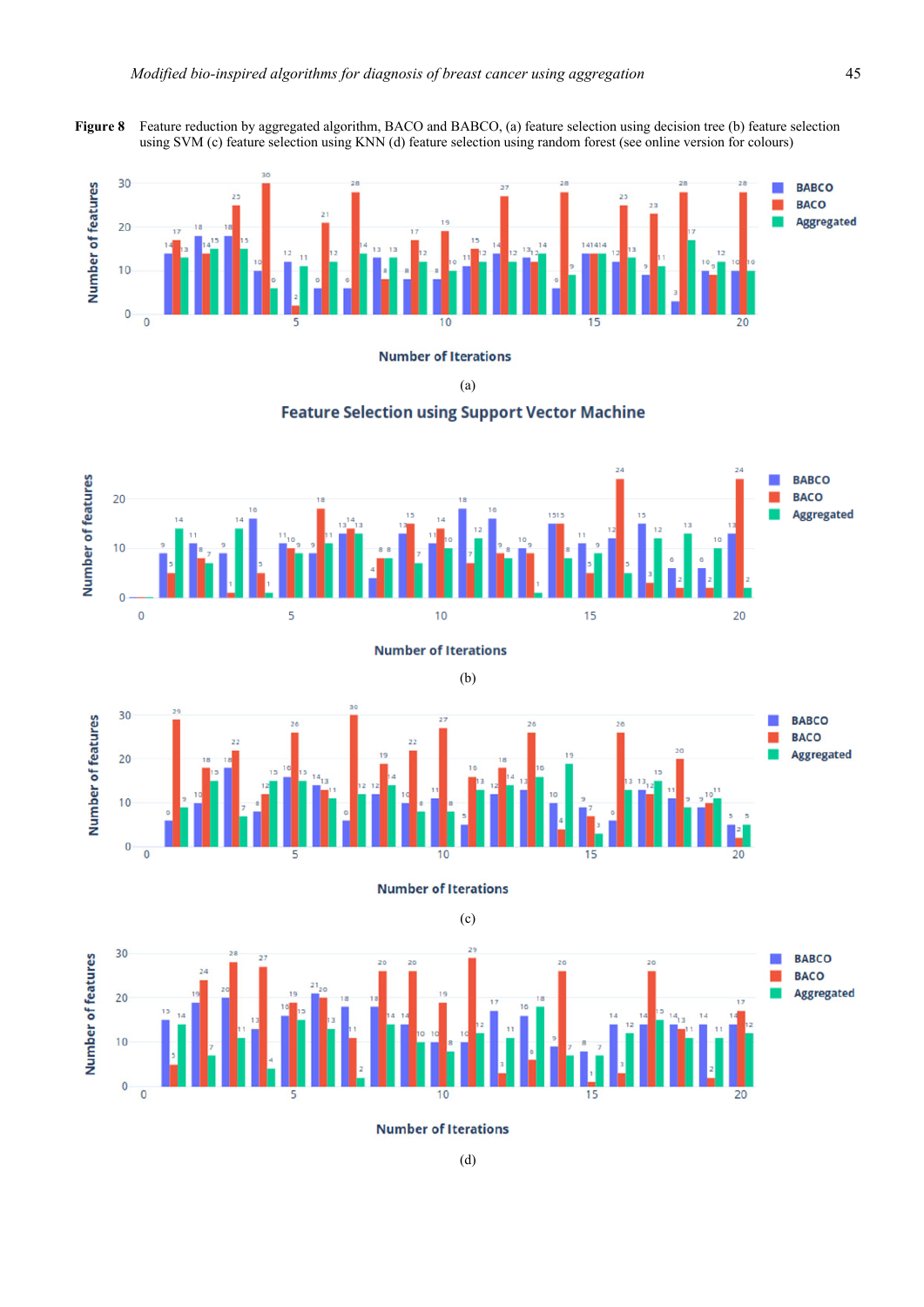**Figure 8** Feature reduction by aggregated algorithm, BACO and BABCO, (a) feature selection using decision tree (b) feature selection using SVM (c) feature selection using KNN (d) feature selection using random forest (see online version for colours)

(a)

(b)

(c)

(d)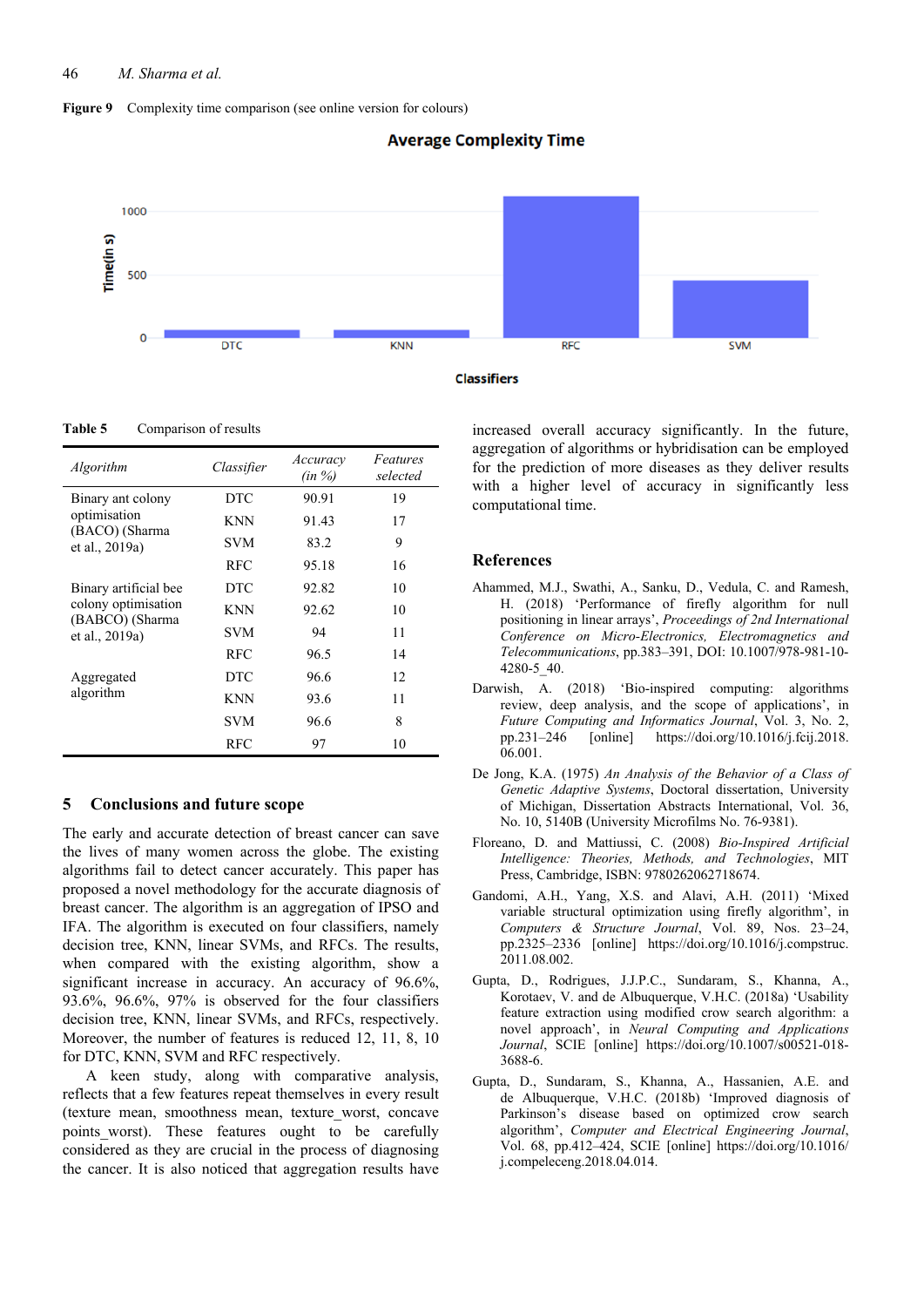**Figure 9** Complexity time comparison (see online version for colours)

**Table 5** Comparison of results

| *Algorithm* | *Classifier* | *Accuracy (in %)* | *Features selected* |
|---|---|---|---|
| Binary ant colony optimisation (BACO) (Sharma et al., 2019a) | DTC | 90.91 | 19 |
| | KNN | 91.43 | 17 |
| | SVM | 83.2 | 9 |
| | RFC | 95.18 | 16 |
| Binary artificial bee colony optimisation (BABCO) (Sharma et al., 2019a) | DTC | 92.82 | 10 |
| | KNN | 92.62 | 10 |
| | SVM | 94 | 11 |
| | RFC | 96.5 | 14 |
| Aggregated algorithm | DTC | 96.6 | 12 |
| | KNN | 93.6 | 11 |
| | SVM | 96.6 | 8 |
| | RFC | 97 | 10 |

## 5 Conclusions and future scope

The early and accurate detection of breast cancer can save the lives of many women across the globe. The existing algorithms fail to detect cancer accurately. This paper has proposed a novel methodology for the accurate diagnosis of breast cancer. The algorithm is an aggregation of IPSO and IFA. The algorithm is executed on four classifiers, namely decision tree, KNN, linear SVMs, and RFCs. The results, when compared with the existing algorithm, show a significant increase in accuracy. An accuracy of 96.6%, 93.6%, 96.6%, 97% is observed for the four classifiers decision tree, KNN, linear SVMs, and RFCs, respectively. Moreover, the number of features is reduced 12, 11, 8, 10 for DTC, KNN, SVM and RFC respectively.

A keen study, along with comparative analysis, reflects that a few features repeat themselves in every result (texture mean, smoothness mean, texture_worst, concave points_worst). These features ought to be carefully considered as they are crucial in the process of diagnosing the cancer. It is also noticed that aggregation results have increased overall accuracy significantly. In the future, aggregation of algorithms or hybridisation can be employed for the prediction of more diseases as they deliver results with a higher level of accuracy in significantly less computational time.

## References

Ahammed, M.J., Swathi, A., Sanku, D., Vedula, C. and Ramesh, H. (2018) 'Performance of firefly algorithm for null positioning in linear arrays', *Proceedings of 2nd International Conference on Micro-Electronics, Electromagnetics and Telecommunications*, pp.383–391, DOI: 10.1007/978-981-10-4280-5_40.

Darwish, A. (2018) 'Bio-inspired computing: algorithms review, deep analysis, and the scope of applications', in *Future Computing and Informatics Journal*, Vol. 3, No. 2, pp.231–246 [online] https://doi.org/10.1016/j.fcij.2018.06.001.

De Jong, K.A. (1975) *An Analysis of the Behavior of a Class of Genetic Adaptive Systems*, Doctoral dissertation, University of Michigan, Dissertation Abstracts International, Vol. 36, No. 10, 5140B (University Microfilms No. 76-9381).

Floreano, D. and Mattiussi, C. (2008) *Bio-Inspired Artificial Intelligence: Theories, Methods, and Technologies*, MIT Press, Cambridge, ISBN: 9780262062718674.

Gandomi, A.H., Yang, X.S. and Alavi, A.H. (2011) 'Mixed variable structural optimization using firefly algorithm', in *Computers & Structure Journal*, Vol. 89, Nos. 23–24, pp.2325–2336 [online] https://doi.org/10.1016/j.compstruc.2011.08.002.

Gupta, D., Rodrigues, J.J.P.C., Sundaram, S., Khanna, A., Korotaev, V. and de Albuquerque, V.H.C. (2018a) 'Usability feature extraction using modified crow search algorithm: a novel approach', in *Neural Computing and Applications Journal*, SCIE [online] https://doi.org/10.1007/s00521-018-3688-6.

Gupta, D., Sundaram, S., Khanna, A., Hassanien, A.E. and de Albuquerque, V.H.C. (2018b) 'Improved diagnosis of Parkinson's disease based on optimized crow search algorithm', *Computer and Electrical Engineering Journal*, Vol. 68, pp.412–424, SCIE [online] https://doi.org/10.1016/j.compeleceng.2018.04.014.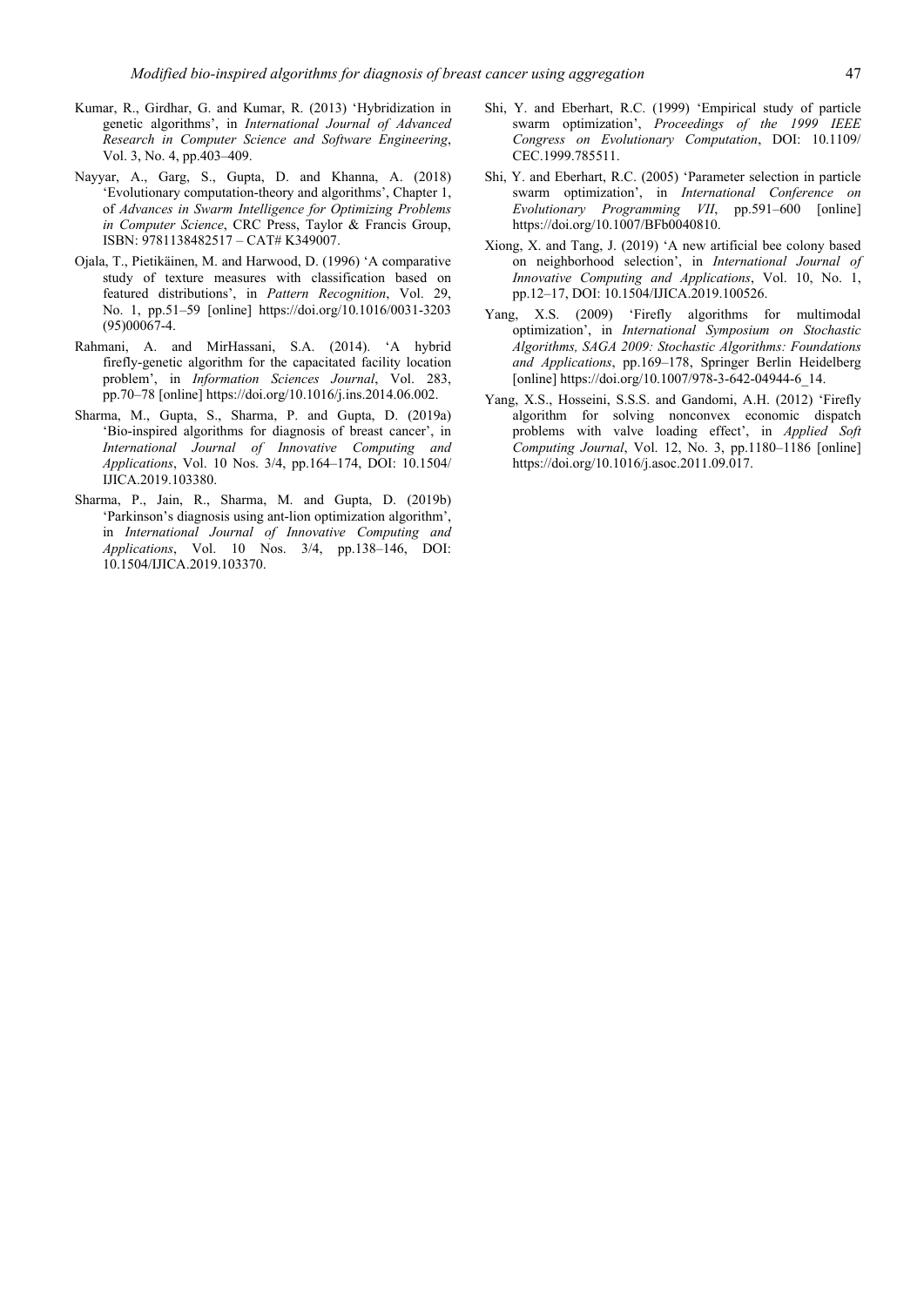Kumar, R., Girdhar, G. and Kumar, R. (2013) 'Hybridization in genetic algorithms', in *International Journal of Advanced Research in Computer Science and Software Engineering*, Vol. 3, No. 4, pp.403–409.

Nayyar, A., Garg, S., Gupta, D. and Khanna, A. (2018) 'Evolutionary computation-theory and algorithms', Chapter 1, of *Advances in Swarm Intelligence for Optimizing Problems in Computer Science*, CRC Press, Taylor & Francis Group, ISBN: 9781138482517 – CAT# K349007.

Ojala, T., Pietikäinen, M. and Harwood, D. (1996) 'A comparative study of texture measures with classification based on featured distributions', in *Pattern Recognition*, Vol. 29, No. 1, pp.51–59 [online] https://doi.org/10.1016/0031-3203(95)00067-4.

Rahmani, A. and MirHassani, S.A. (2014). 'A hybrid firefly-genetic algorithm for the capacitated facility location problem', in *Information Sciences Journal*, Vol. 283, pp.70–78 [online] https://doi.org/10.1016/j.ins.2014.06.002.

Sharma, M., Gupta, S., Sharma, P. and Gupta, D. (2019a) 'Bio-inspired algorithms for diagnosis of breast cancer', in *International Journal of Innovative Computing and Applications*, Vol. 10 Nos. 3/4, pp.164–174, DOI: 10.1504/IJICA.2019.103380.

Sharma, P., Jain, R., Sharma, M. and Gupta, D. (2019b) 'Parkinson's diagnosis using ant-lion optimization algorithm', in *International Journal of Innovative Computing and Applications*, Vol. 10 Nos. 3/4, pp.138–146, DOI: 10.1504/IJICA.2019.103370.

Shi, Y. and Eberhart, R.C. (1999) 'Empirical study of particle swarm optimization', *Proceedings of the 1999 IEEE Congress on Evolutionary Computation*, DOI: 10.1109/CEC.1999.785511.

Shi, Y. and Eberhart, R.C. (2005) 'Parameter selection in particle swarm optimization', in *International Conference on Evolutionary Programming VII*, pp.591–600 [online] https://doi.org/10.1007/BFb0040810.

Xiong, X. and Tang, J. (2019) 'A new artificial bee colony based on neighborhood selection', in *International Journal of Innovative Computing and Applications*, Vol. 10, No. 1, pp.12–17, DOI: 10.1504/IJICA.2019.100526.

Yang, X.S. (2009) 'Firefly algorithms for multimodal optimization', in *International Symposium on Stochastic Algorithms, SAGA 2009: Stochastic Algorithms: Foundations and Applications*, pp.169–178, Springer Berlin Heidelberg [online] https://doi.org/10.1007/978-3-642-04944-6_14.

Yang, X.S., Hosseini, S.S.S. and Gandomi, A.H. (2012) 'Firefly algorithm for solving nonconvex economic dispatch problems with valve loading effect', in *Applied Soft Computing Journal*, Vol. 12, No. 3, pp.1180–1186 [online] https://doi.org/10.1016/j.asoc.2011.09.017.